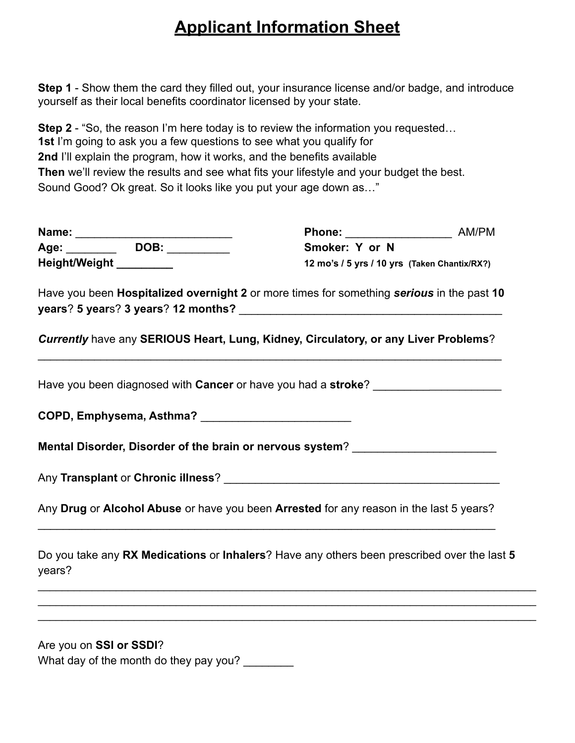# Applicant Information Sheet

**Step 1** - Show them the card they filled out, your insurance license and/or badge, and introduce yourself as their local benefits coordinator licensed by your state.

**Step 2** - "So, the reason I'm here today is to review the information you requested…
**1st** I'm going to ask you a few questions to see what you qualify for
**2nd** I'll explain the program, how it works, and the benefits available
**Then** we'll review the results and see what fits your lifestyle and your budget the best.
Sound Good? Ok great. So it looks like you put your age down as…"

**Name:** _________________________

**Age:** ________ **DOB:** __________

**Height/Weight** _________

**Phone:** _________________ AM/PM

**Smoker: Y or N**

**12 mo's / 5 yrs / 10 yrs (Taken Chantix/RX?)**

Have you been **Hospitalized overnight 2** or more times for something ***serious*** in the past **10 years**? **5 year**s? **3 years**? **12 months?** ___________________________________________

***Currently*** have any **SERIOUS Heart, Lung, Kidney, Circulatory, or any Liver Problems**?
___________________________________________________________________________

Have you been diagnosed with **Cancer** or have you had a **stroke**? ____________________

**COPD, Emphysema, Asthma?** ________________________

**Mental Disorder, Disorder of the brain or nervous system**? ______________________

Any **Transplant** or **Chronic illness**? ____________________________________________

Any **Drug** or **Alcohol Abuse** or have you been **Arrested** for any reason in the last 5 years?
___________________________________________________________________________

Do you take any **RX Medications** or **Inhalers**? Have any others been prescribed over the last **5** years?
___________________________________________________________________________
___________________________________________________________________________
___________________________________________________________________________

Are you on **SSI or SSDI**?
What day of the month do they pay you? ________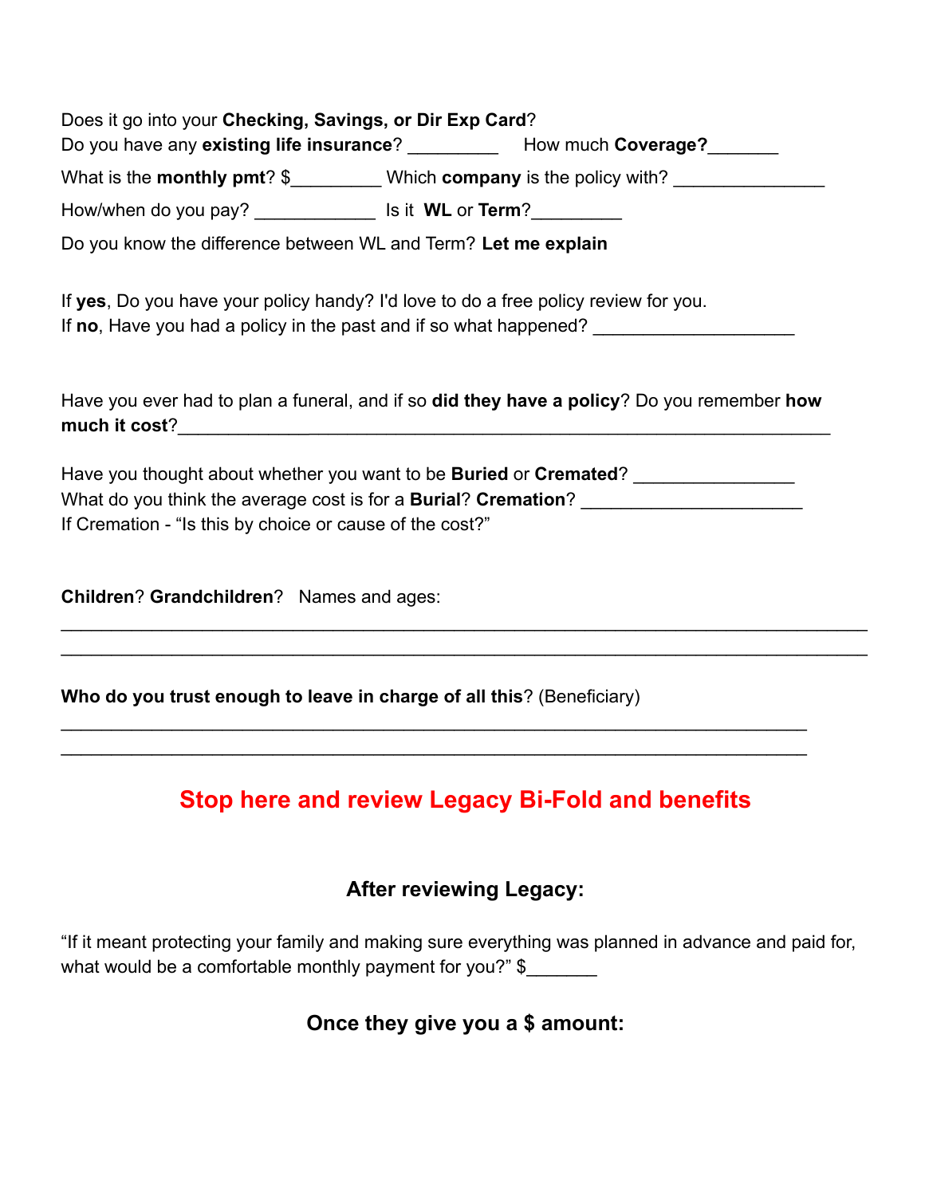Does it go into your **Checking, Savings, or Dir Exp Card**?

Do you have any **existing life insurance**? _________ How much **Coverage?**_______

What is the **monthly pmt**? $_________ Which **company** is the policy with? _______________

How/when do you pay? ____________ Is it **WL** or **Term**?_________

Do you know the difference between WL and Term? **Let me explain**

If **yes**, Do you have your policy handy? I'd love to do a free policy review for you.

If **no**, Have you had a policy in the past and if so what happened? ____________________

Have you ever had to plan a funeral, and if so **did they have a policy**? Do you remember **how much it cost**?_____________________________________________________________

Have you thought about whether you want to be **Buried** or **Cremated**? ________________

What do you think the average cost is for a **Burial**? **Cremation**? ______________________

If Cremation - "Is this by choice or cause of the cost?"

**Children**? **Grandchildren**? Names and ages:

_____________________________________________________________________________

_____________________________________________________________________________

**Who do you trust enough to leave in charge of all this**? (Beneficiary)

_____________________________________________________________________________

_____________________________________________________________________________

## Stop here and review Legacy Bi-Fold and benefits

### After reviewing Legacy:

"If it meant protecting your family and making sure everything was planned in advance and paid for, what would be a comfortable monthly payment for you?" $_______

### Once they give you a $ amount: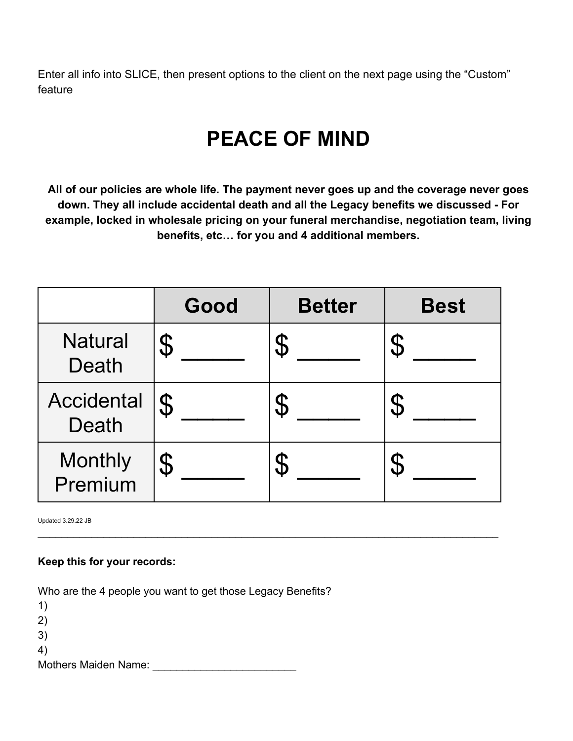Enter all info into SLICE, then present options to the client on the next page using the "Custom" feature

# PEACE OF MIND

**All of our policies are whole life. The payment never goes up and the coverage never goes down. They all include accidental death and all the Legacy benefits we discussed - For example, locked in wholesale pricing on your funeral merchandise, negotiation team, living benefits, etc… for you and 4 additional members.**

| | Good | Better | Best |
|---|---|---|---|
| Natural Death | $ _____ | $ _____ | $ _____ |
| Accidental Death | $ _____ | $ _____ | $ _____ |
| Monthly Premium | $ _____ | $ _____ | $ _____ |

Updated 3.29.22 JB

---

**Keep this for your records:**

Who are the 4 people you want to get those Legacy Benefits?

1)
2)
3)
4)

Mothers Maiden Name: ________________________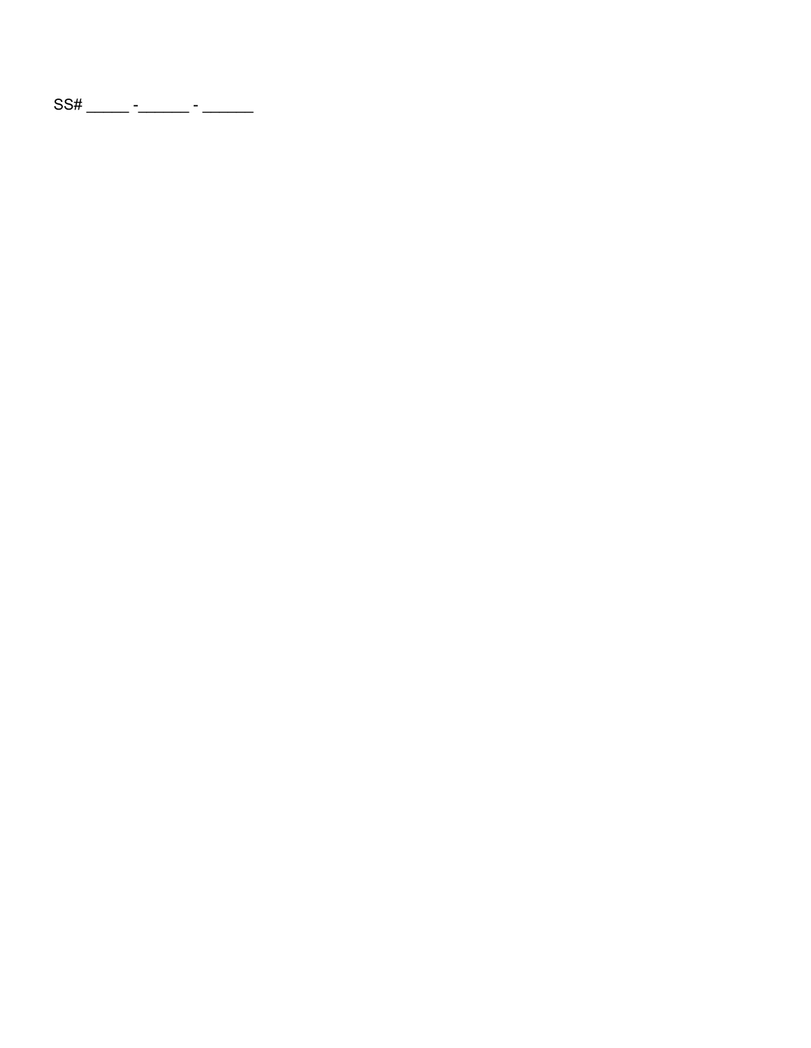SS# _____ -______ - ______